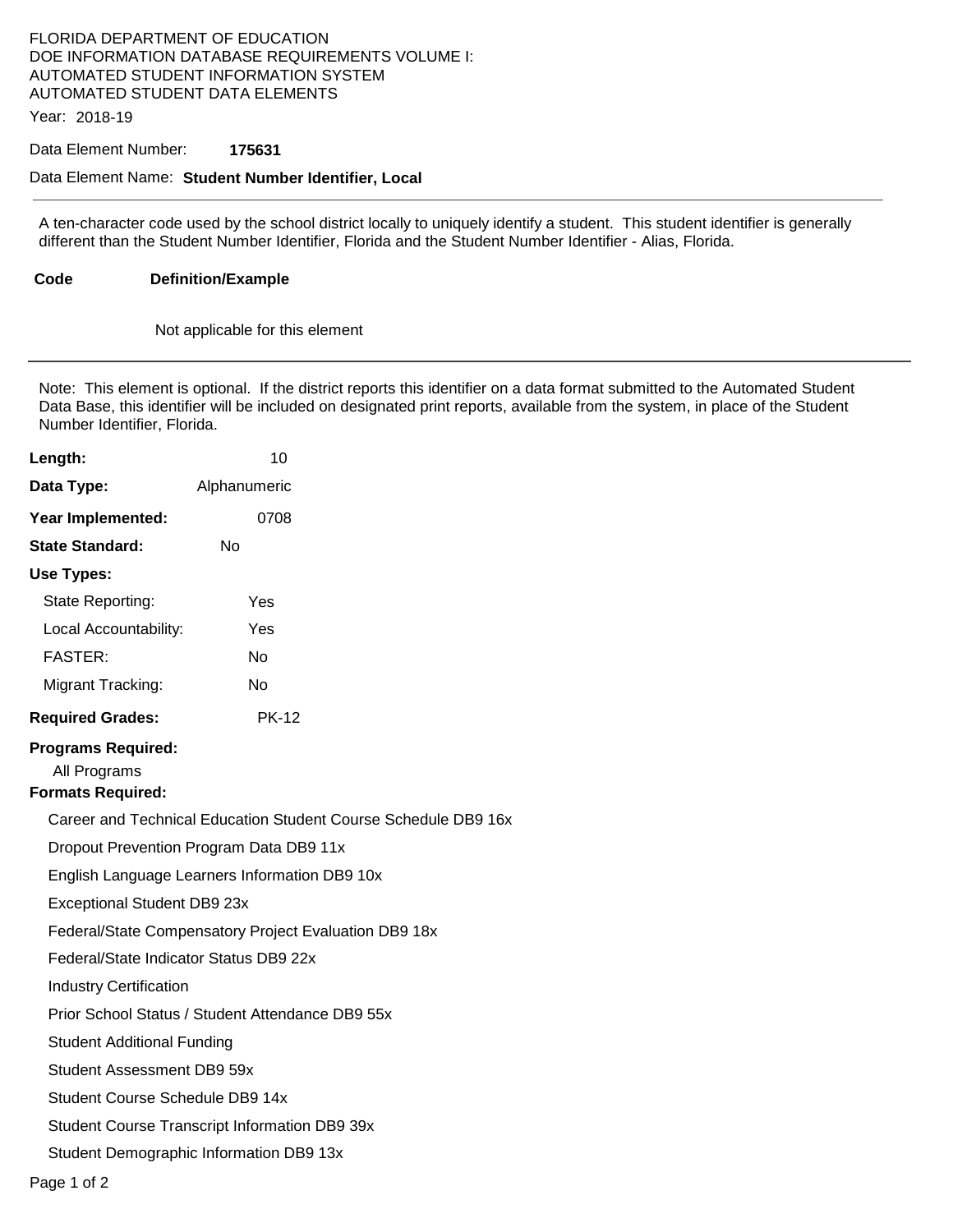FLORIDA DEPARTMENT OF EDUCATION
DOE INFORMATION DATABASE REQUIREMENTS VOLUME I:
AUTOMATED STUDENT INFORMATION SYSTEM
AUTOMATED STUDENT DATA ELEMENTS

Year: 2018-19

Data Element Number: **175631**

Data Element Name: **Student Number Identifier, Local**

---

A ten-character code used by the school district locally to uniquely identify a student. This student identifier is generally different than the Student Number Identifier, Florida and the Student Number Identifier - Alias, Florida.

| Code | Definition/Example |
| --- | --- |
| | Not applicable for this element |

---

Note: This element is optional. If the district reports this identifier on a data format submitted to the Automated Student Data Base, this identifier will be included on designated print reports, available from the system, in place of the Student Number Identifier, Florida.

**Length:** 10

**Data Type:** Alphanumeric

**Year Implemented:** 0708

**State Standard:** No

**Use Types:**

- State Reporting: Yes
- Local Accountability: Yes
- FASTER: No
- Migrant Tracking: No

**Required Grades:** PK-12

**Programs Required:**

All Programs

**Formats Required:**

- Career and Technical Education Student Course Schedule DB9 16x
- Dropout Prevention Program Data DB9 11x
- English Language Learners Information DB9 10x
- Exceptional Student DB9 23x
- Federal/State Compensatory Project Evaluation DB9 18x
- Federal/State Indicator Status DB9 22x
- Industry Certification
- Prior School Status / Student Attendance DB9 55x
- Student Additional Funding
- Student Assessment DB9 59x
- Student Course Schedule DB9 14x
- Student Course Transcript Information DB9 39x
- Student Demographic Information DB9 13x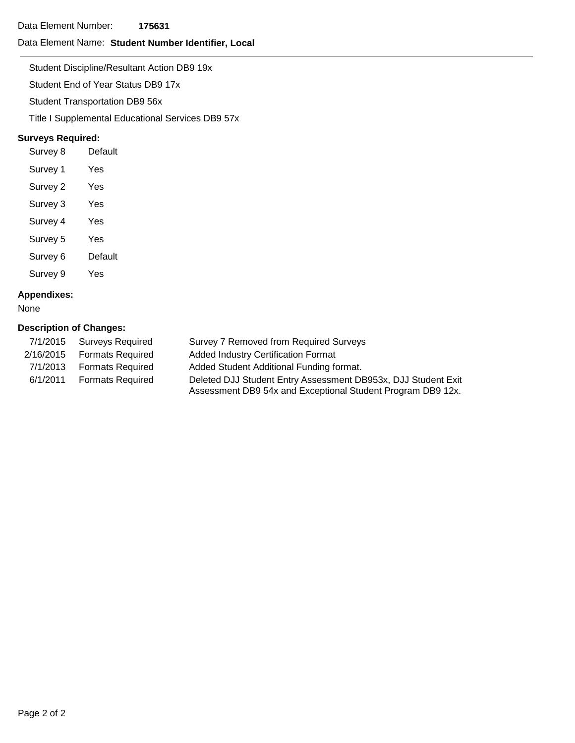Data Element Number: **175631**

Data Element Name: **Student Number Identifier, Local**

Student Discipline/Resultant Action DB9 19x

Student End of Year Status DB9 17x

Student Transportation DB9 56x

Title I Supplemental Educational Services DB9 57x

**Surveys Required:**

| | |
|---|---|
| Survey 8 | Default |
| Survey 1 | Yes |
| Survey 2 | Yes |
| Survey 3 | Yes |
| Survey 4 | Yes |
| Survey 5 | Yes |
| Survey 6 | Default |
| Survey 9 | Yes |

**Appendixes:**

None

**Description of Changes:**

| | | |
|---|---|---|
| 7/1/2015 | Surveys Required | Survey 7 Removed from Required Surveys |
| 2/16/2015 | Formats Required | Added Industry Certification Format |
| 7/1/2013 | Formats Required | Added Student Additional Funding format. |
| 6/1/2011 | Formats Required | Deleted DJJ Student Entry Assessment DB953x, DJJ Student Exit Assessment DB9 54x and Exceptional Student Program DB9 12x. |